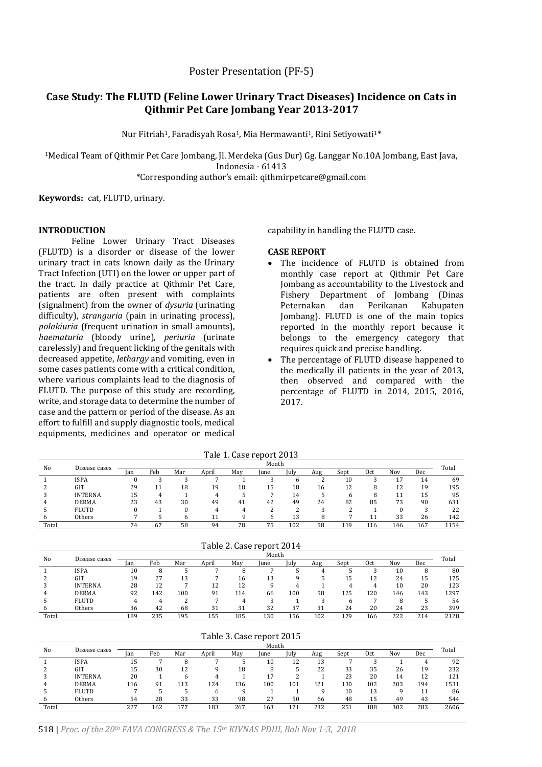Poster Presentation (PF-5)

# Case Study: The FLUTD (Feline Lower Urinary Tract Diseases) Incidence on Cats in Qithmir Pet Care Jombang Year 2013-2017

Nur Fitriah[1], Faradisyah Rosa[1], Mia Hermawanti[1], Rini Setiyowati[1]*

[1]Medical Team of Qithmir Pet Care Jombang, Jl. Merdeka (Gus Dur) Gg. Langgar No.10A Jombang, East Java, Indonesia - 61413

*Corresponding author's email: qithmirpetcare@gmail.com

**Keywords:** cat, FLUTD, urinary.

## INTRODUCTION

Feline Lower Urinary Tract Diseases (FLUTD) is a disorder or disease of the lower urinary tract in cats known daily as the Urinary Tract Infection (UTI) on the lower or upper part of the tract. In daily practice at Qithmir Pet Care, patients are often present with complaints (signalment) from the owner of *dysuria* (urinating difficulty), *stranguria* (pain in urinating process), *polakiuria* (frequent urination in small amounts), *haematuria* (bloody urine), *periuria* (urinate carelessly) and frequent licking of the genitals with decreased appetite, *lethargy* and vomiting, even in some cases patients come with a critical condition, where various complaints lead to the diagnosis of FLUTD. The purpose of this study are recording, write, and storage data to determine the number of case and the pattern or period of the disease. As an effort to fulfill and supply diagnostic tools, medical equipments, medicines and operator or medical capability in handling the FLUTD case.

## CASE REPORT

- The incidence of FLUTD is obtained from monthly case report at Qithmir Pet Care Jombang as accountability to the Livestock and Fishery Department of Jombang (Dinas Peternakan dan Perikanan Kabupaten Jombang). FLUTD is one of the main topics reported in the monthly report because it belongs to the emergency category that requires quick and precise handling.
- The percentage of FLUTD disease happened to the medically ill patients in the year of 2013, then observed and compared with the percentage of FLUTD in 2014, 2015, 2016, 2017.

Tale 1. Case report 2013

| No | Disease cases | Month | | | | | | | | | | | | Total |
|---|---|---|---|---|---|---|---|---|---|---|---|---|---|---|
| | | Jan | Feb | Mar | April | May | June | July | Aug | Sept | Oct | Nov | Dec | |
| 1 | ISPA | 0 | 3 | 3 | 7 | 1 | 3 | 6 | 2 | 10 | 3 | 17 | 14 | 69 |
| 2 | GIT | 29 | 11 | 18 | 19 | 18 | 15 | 18 | 16 | 12 | 8 | 12 | 19 | 195 |
| 3 | INTERNA | 15 | 4 | 1 | 4 | 5 | 7 | 14 | 5 | 6 | 8 | 11 | 15 | 95 |
| 4 | DERMA | 23 | 43 | 30 | 49 | 41 | 42 | 49 | 24 | 82 | 85 | 73 | 90 | 631 |
| 5 | FLUTD | 0 | 1 | 0 | 4 | 4 | 2 | 2 | 3 | 2 | 1 | 0 | 3 | 22 |
| 6 | Others | 7 | 5 | 6 | 11 | 9 | 6 | 13 | 8 | 7 | 11 | 33 | 26 | 142 |
| Total | | 74 | 67 | 58 | 94 | 78 | 75 | 102 | 58 | 119 | 116 | 146 | 167 | 1154 |

Table 2. Case report 2014

| No | Disease cases | Month | | | | | | | | | | | | Total |
|---|---|---|---|---|---|---|---|---|---|---|---|---|---|---|
| | | Jan | Feb | Mar | April | May | June | July | Aug | Sept | Oct | Nov | Dec | |
| 1 | ISPA | 10 | 8 | 5 | 7 | 8 | 7 | 5 | 4 | 5 | 3 | 10 | 8 | 80 |
| 2 | GIT | 19 | 27 | 13 | 7 | 16 | 13 | 9 | 5 | 15 | 12 | 24 | 15 | 175 |
| 3 | INTERNA | 28 | 12 | 7 | 12 | 12 | 9 | 4 | 1 | 4 | 4 | 10 | 20 | 123 |
| 4 | DERMA | 92 | 142 | 100 | 91 | 114 | 66 | 100 | 58 | 125 | 120 | 146 | 143 | 1297 |
| 5 | FLUTD | 4 | 4 | 2 | 7 | 4 | 3 | 1 | 3 | 6 | 7 | 8 | 5 | 54 |
| 6 | Others | 36 | 42 | 68 | 31 | 31 | 32 | 37 | 31 | 24 | 20 | 24 | 23 | 399 |
| Total | | 189 | 235 | 195 | 155 | 185 | 130 | 156 | 102 | 179 | 166 | 222 | 214 | 2128 |

Table 3. Case report 2015

| No | Disease cases | Month | | | | | | | | | | | | Total |
|---|---|---|---|---|---|---|---|---|---|---|---|---|---|---|
| | | Jan | Feb | Mar | April | May | June | July | Aug | Sept | Oct | Nov | Dec | |
| 1 | ISPA | 15 | 7 | 8 | 7 | 5 | 10 | 12 | 13 | 7 | 3 | 1 | 4 | 92 |
| 2 | GIT | 15 | 30 | 12 | 9 | 18 | 8 | 5 | 22 | 33 | 35 | 26 | 19 | 232 |
| 3 | INTERNA | 20 | 1 | 6 | 4 | 1 | 17 | 2 | 1 | 23 | 20 | 14 | 12 | 121 |
| 4 | DERMA | 116 | 91 | 113 | 124 | 136 | 100 | 101 | 121 | 130 | 102 | 203 | 194 | 1531 |
| 5 | FLUTD | 7 | 5 | 5 | 6 | 9 | 1 | 1 | 9 | 10 | 13 | 9 | 11 | 86 |
| 6 | Others | 54 | 28 | 33 | 33 | 98 | 27 | 50 | 66 | 48 | 15 | 49 | 43 | 544 |
| Total | | 227 | 162 | 177 | 183 | 267 | 163 | 171 | 232 | 251 | 188 | 302 | 283 | 2606 |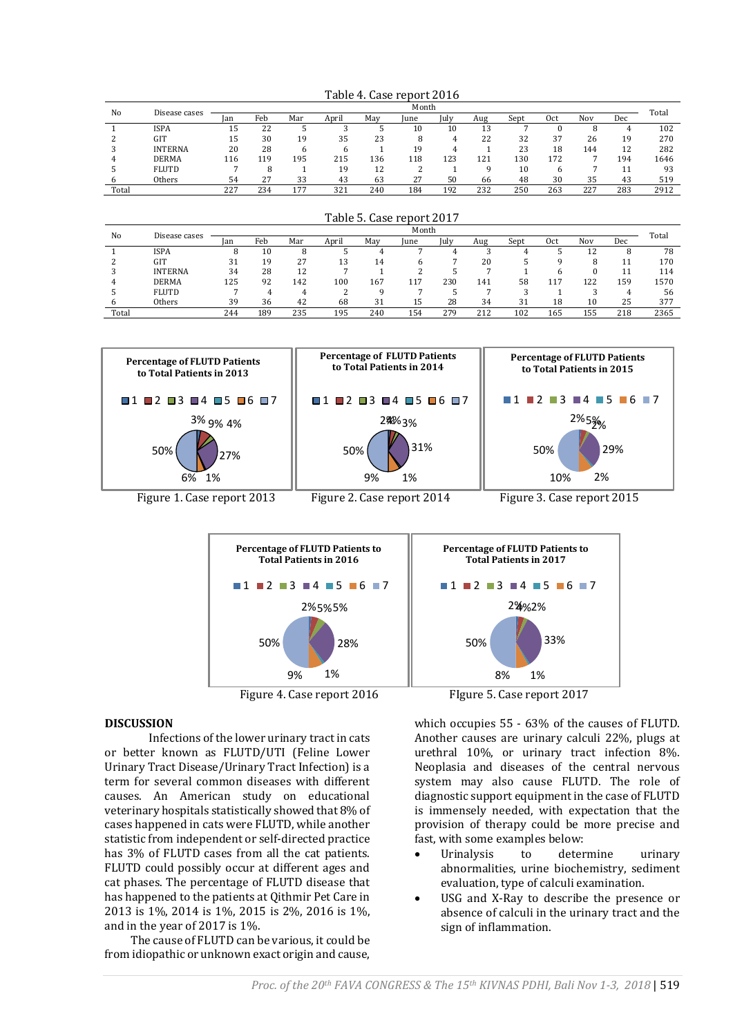Table 4. Case report 2016

| No | Disease cases | Month | | | | | | | | | | | | Total |
|---|---|---|---|---|---|---|---|---|---|---|---|---|---|---|
| | | Jan | Feb | Mar | April | May | June | July | Aug | Sept | Oct | Nov | Dec | |
| 1 | ISPA | 15 | 22 | 5 | 3 | 5 | 10 | 10 | 13 | 7 | 0 | 8 | 4 | 102 |
| 2 | GIT | 15 | 30 | 19 | 35 | 23 | 8 | 4 | 22 | 32 | 37 | 26 | 19 | 270 |
| 3 | INTERNA | 20 | 28 | 6 | 6 | 1 | 19 | 4 | 1 | 23 | 18 | 144 | 12 | 282 |
| 4 | DERMA | 116 | 119 | 195 | 215 | 136 | 118 | 123 | 121 | 130 | 172 | 7 | 194 | 1646 |
| 5 | FLUTD | 7 | 8 | 1 | 19 | 12 | 2 | 1 | 9 | 10 | 6 | 7 | 11 | 93 |
| 6 | Others | 54 | 27 | 33 | 43 | 63 | 27 | 50 | 66 | 48 | 30 | 35 | 43 | 519 |
| Total | | 227 | 234 | 177 | 321 | 240 | 184 | 192 | 232 | 250 | 263 | 227 | 283 | 2912 |

Table 5. Case report 2017

| No | Disease cases | Month | | | | | | | | | | | | Total |
|---|---|---|---|---|---|---|---|---|---|---|---|---|---|---|
| | | Jan | Feb | Mar | April | May | June | July | Aug | Sept | Oct | Nov | Dec | |
| 1 | ISPA | 8 | 10 | 8 | 5 | 4 | 7 | 4 | 3 | 4 | 5 | 12 | 8 | 78 |
| 2 | GIT | 31 | 19 | 27 | 13 | 14 | 6 | 7 | 20 | 5 | 9 | 8 | 11 | 170 |
| 3 | INTERNA | 34 | 28 | 12 | 7 | 1 | 2 | 5 | 7 | 1 | 6 | 0 | 11 | 114 |
| 4 | DERMA | 125 | 92 | 142 | 100 | 167 | 117 | 230 | 141 | 58 | 117 | 122 | 159 | 1570 |
| 5 | FLUTD | 7 | 4 | 4 | 2 | 9 | 7 | 5 | 7 | 3 | 1 | 3 | 4 | 56 |
| 6 | Others | 39 | 36 | 42 | 68 | 31 | 15 | 28 | 34 | 31 | 18 | 10 | 25 | 377 |
| Total | | 244 | 189 | 235 | 195 | 240 | 154 | 279 | 212 | 102 | 165 | 155 | 218 | 2365 |

**Percentage of FLUTD Patients to Total Patients in 2013**

1 2 3 4 5 6 7

3% 9% 4% 27% 1% 6% 50%

Figure 1. Case report 2013

**Percentage of FLUTD Patients to Total Patients in 2014**

1 2 3 4 5 6 7

2% 4% 3% 31% 1% 9% 50%

Figure 2. Case report 2014

**Percentage of FLUTD Patients to Total Patients in 2015**

1 2 3 4 5 6 7

2% 5% 2% 29% 2% 10% 50%

Figure 3. Case report 2015

**Percentage of FLUTD Patients to Total Patients in 2016**

1 2 3 4 5 6 7

2% 5% 5% 28% 1% 9% 50%

Figure 4. Case report 2016

**Percentage of FLUTD Patients to Total Patients in 2017**

1 2 3 4 5 6 7

2% 4% 2% 33% 1% 8% 50%

FIgure 5. Case report 2017

## DISCUSSION

Infections of the lower urinary tract in cats or better known as FLUTD/UTI (Feline Lower Urinary Tract Disease/Urinary Tract Infection) is a term for several common diseases with different causes. An American study on educational veterinary hospitals statistically showed that 8% of cases happened in cats were FLUTD, while another statistic from independent or self-directed practice has 3% of FLUTD cases from all the cat patients. FLUTD could possibly occur at different ages and cat phases. The percentage of FLUTD disease that has happened to the patients at Qithmir Pet Care in 2013 is 1%, 2014 is 1%, 2015 is 2%, 2016 is 1%, and in the year of 2017 is 1%.

The cause of FLUTD can be various, it could be from idiopathic or unknown exact origin and cause, which occupies 55 - 63% of the causes of FLUTD. Another causes are urinary calculi 22%, plugs at urethral 10%, or urinary tract infection 8%. Neoplasia and diseases of the central nervous system may also cause FLUTD. The role of diagnostic support equipment in the case of FLUTD is immensely needed, with expectation that the provision of therapy could be more precise and fast, with some examples below:

- Urinalysis to determine urinary abnormalities, urine biochemistry, sediment evaluation, type of calculi examination.
- USG and X-Ray to describe the presence or absence of calculi in the urinary tract and the sign of inflammation.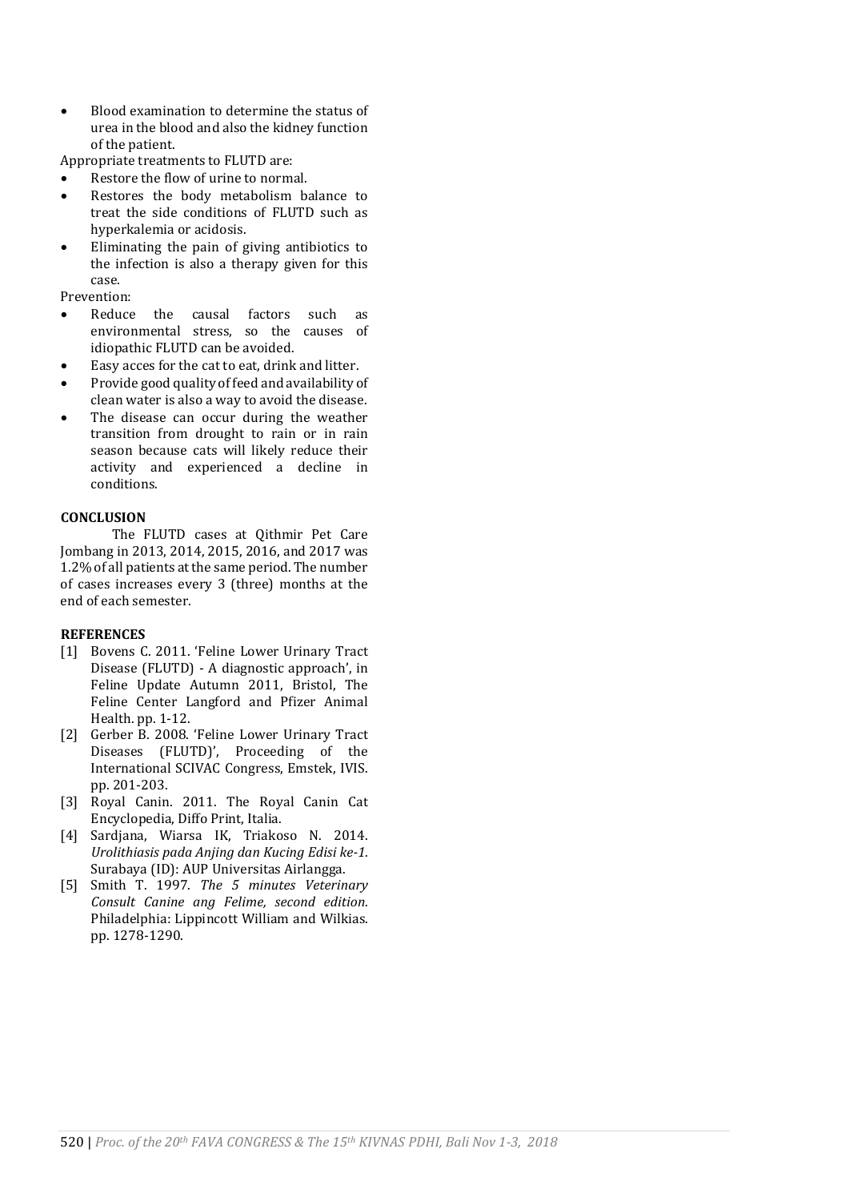- Blood examination to determine the status of urea in the blood and also the kidney function of the patient.

Appropriate treatments to FLUTD are:

- Restore the flow of urine to normal.
- Restores the body metabolism balance to treat the side conditions of FLUTD such as hyperkalemia or acidosis.
- Eliminating the pain of giving antibiotics to the infection is also a therapy given for this case.

Prevention:

- Reduce the causal factors such as environmental stress, so the causes of idiopathic FLUTD can be avoided.
- Easy acces for the cat to eat, drink and litter.
- Provide good quality of feed and availability of clean water is also a way to avoid the disease.
- The disease can occur during the weather transition from drought to rain or in rain season because cats will likely reduce their activity and experienced a decline in conditions.

## CONCLUSION

The FLUTD cases at Qithmir Pet Care Jombang in 2013, 2014, 2015, 2016, and 2017 was 1.2% of all patients at the same period. The number of cases increases every 3 (three) months at the end of each semester.

## REFERENCES

[1] Bovens C. 2011. 'Feline Lower Urinary Tract Disease (FLUTD) - A diagnostic approach', in Feline Update Autumn 2011, Bristol, The Feline Center Langford and Pfizer Animal Health. pp. 1-12.

[2] Gerber B. 2008. 'Feline Lower Urinary Tract Diseases (FLUTD)', Proceeding of the International SCIVAC Congress, Emstek, IVIS. pp. 201-203.

[3] Royal Canin. 2011. The Royal Canin Cat Encyclopedia, Diffo Print, Italia.

[4] Sardjana, Wiarsa IK, Triakoso N. 2014. *Urolithiasis pada Anjing dan Kucing Edisi ke-1*. Surabaya (ID): AUP Universitas Airlangga.

[5] Smith T. 1997. *The 5 minutes Veterinary Consult Canine ang Felime, second edition*. Philadelphia: Lippincott William and Wilkias. pp. 1278-1290.